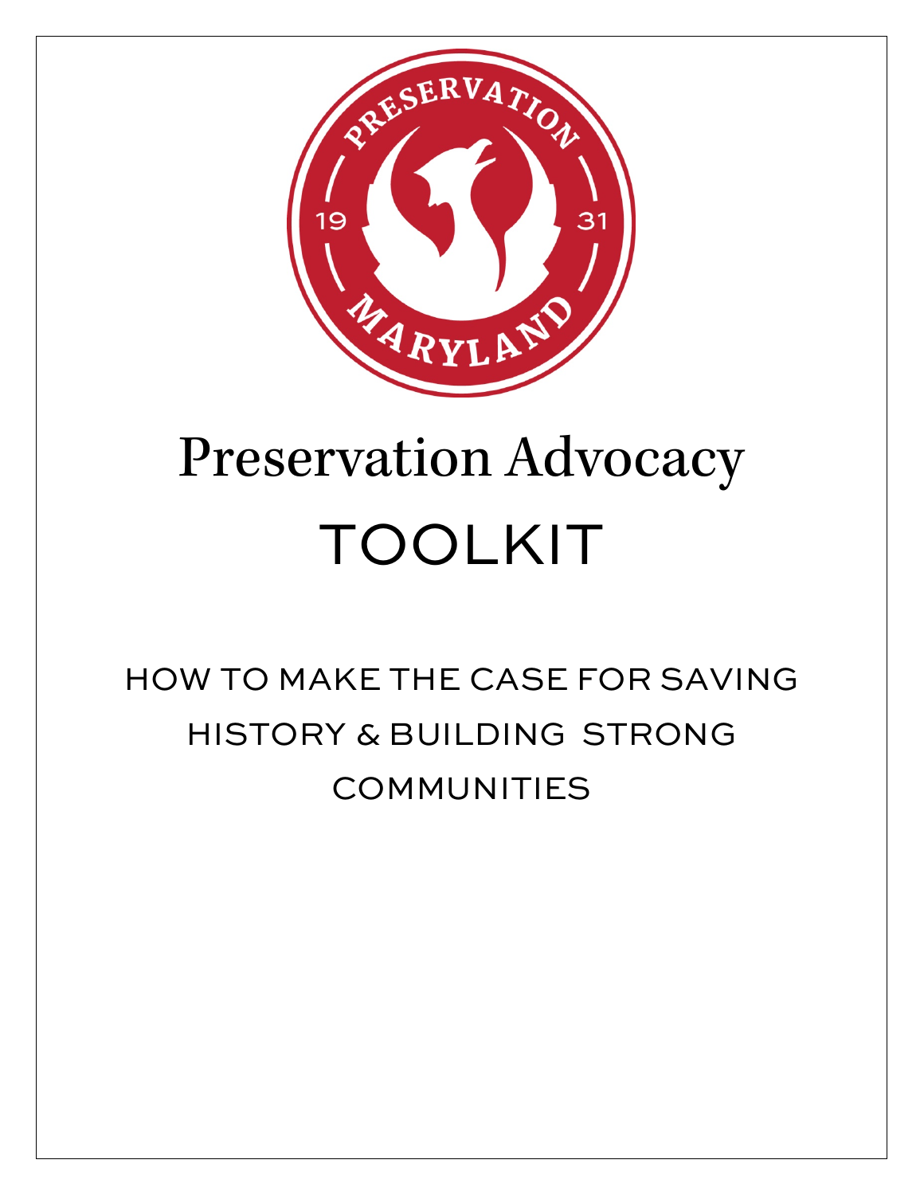# Preservation Advocacy

# TOOLKIT

## HOW TO MAKE THE CASE FOR SAVING HISTORY & BUILDING STRONG COMMUNITIES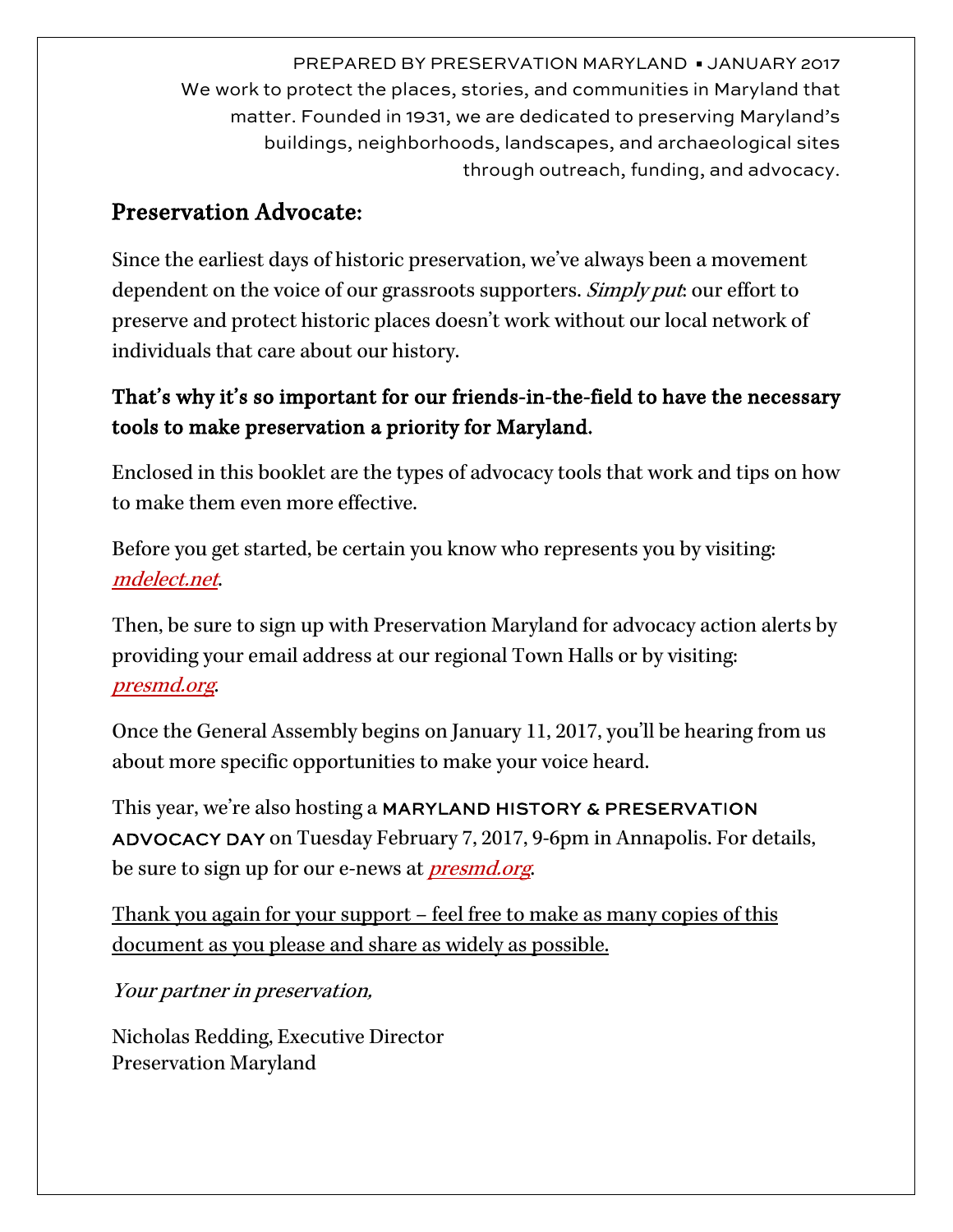PREPARED BY PRESERVATION MARYLAND ▪ JANUARY 2017
We work to protect the places, stories, and communities in Maryland that matter. Founded in 1931, we are dedicated to preserving Maryland's buildings, neighborhoods, landscapes, and archaeological sites through outreach, funding, and advocacy.

## Preservation Advocate:

Since the earliest days of historic preservation, we've always been a movement dependent on the voice of our grassroots supporters. *Simply put*: our effort to preserve and protect historic places doesn't work without our local network of individuals that care about our history.

**That's why it's so important for our friends-in-the-field to have the necessary tools to make preservation a priority for Maryland.**

Enclosed in this booklet are the types of advocacy tools that work and tips on how to make them even more effective.

Before you get started, be certain you know who represents you by visiting: *mdelect.net*.

Then, be sure to sign up with Preservation Maryland for advocacy action alerts by providing your email address at our regional Town Halls or by visiting: *presmd.org*.

Once the General Assembly begins on January 11, 2017, you'll be hearing from us about more specific opportunities to make your voice heard.

This year, we're also hosting a MARYLAND HISTORY & PRESERVATION ADVOCACY DAY on Tuesday February 7, 2017, 9-6pm in Annapolis. For details, be sure to sign up for our e-news at *presmd.org*.

Thank you again for your support – feel free to make as many copies of this document as you please and share as widely as possible.

*Your partner in preservation,*

Nicholas Redding, Executive Director
Preservation Maryland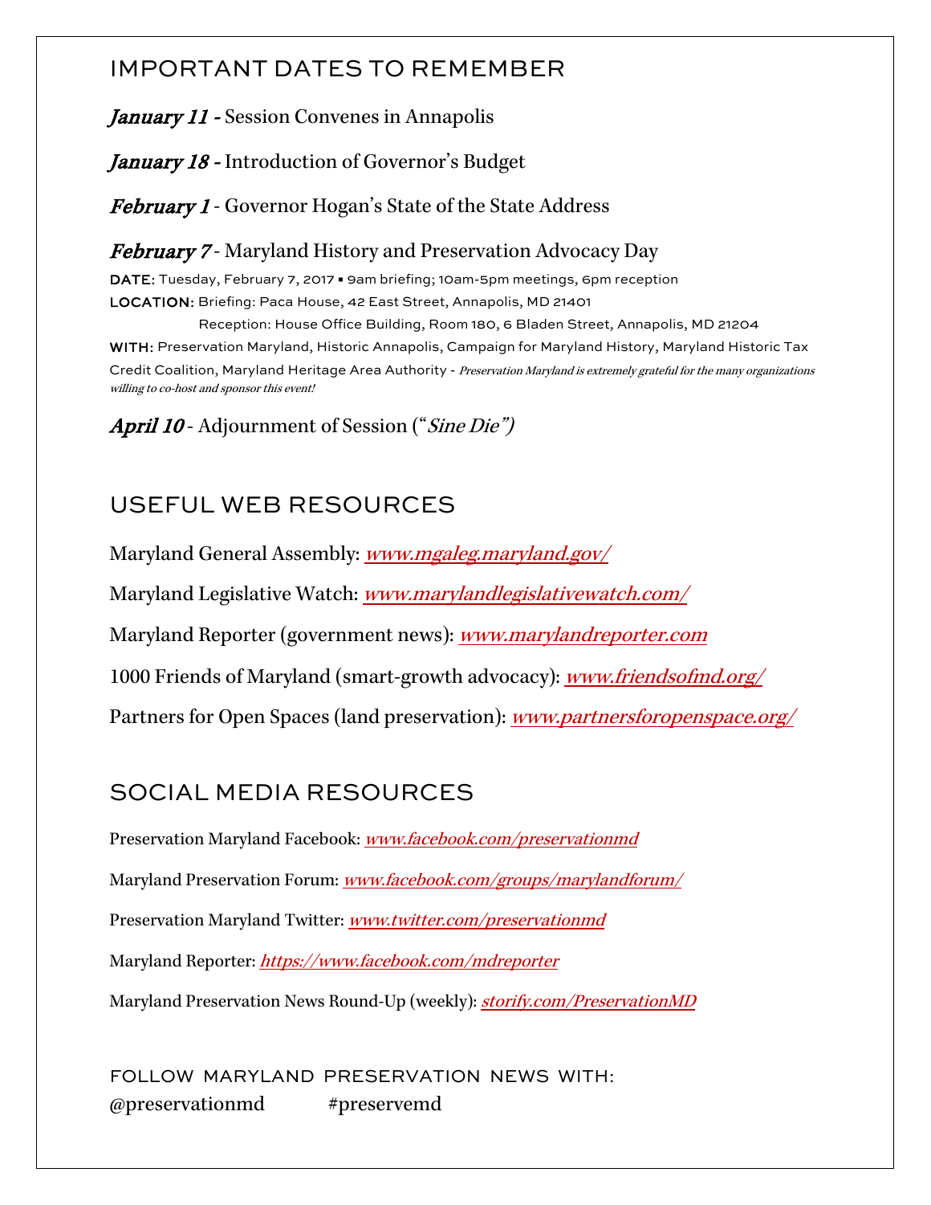## IMPORTANT DATES TO REMEMBER

***January 11*** - Session Convenes in Annapolis

***January 18*** - Introduction of Governor's Budget

***February 1*** - Governor Hogan's State of the State Address

***February 7*** - Maryland History and Preservation Advocacy Day

DATE: Tuesday, February 7, 2017 ▪ 9am briefing; 10am-5pm meetings, 6pm reception

LOCATION: Briefing: Paca House, 42 East Street, Annapolis, MD 21401

Reception: House Office Building, Room 180, 6 Bladen Street, Annapolis, MD 21204

WITH: Preservation Maryland, Historic Annapolis, Campaign for Maryland History, Maryland Historic Tax Credit Coalition, Maryland Heritage Area Authority - *Preservation Maryland is extremely grateful for the many organizations willing to co-host and sponsor this event!*

***April 10*** - Adjournment of Session ("*Sine Die*")

## USEFUL WEB RESOURCES

Maryland General Assembly: *www.mgaleg.maryland.gov/*

Maryland Legislative Watch: *www.marylandlegislativewatch.com/*

Maryland Reporter (government news): *www.marylandreporter.com*

1000 Friends of Maryland (smart-growth advocacy): *www.friendsofmd.org/*

Partners for Open Spaces (land preservation): *www.partnersforopenspace.org/*

## SOCIAL MEDIA RESOURCES

Preservation Maryland Facebook: *www.facebook.com/preservationmd*

Maryland Preservation Forum: *www.facebook.com/groups/marylandforum/*

Preservation Maryland Twitter: *www.twitter.com/preservationmd*

Maryland Reporter: *https://www.facebook.com/mdreporter*

Maryland Preservation News Round-Up (weekly): *storify.com/PreservationMD*

FOLLOW MARYLAND PRESERVATION NEWS WITH:

@preservationmd #preservemd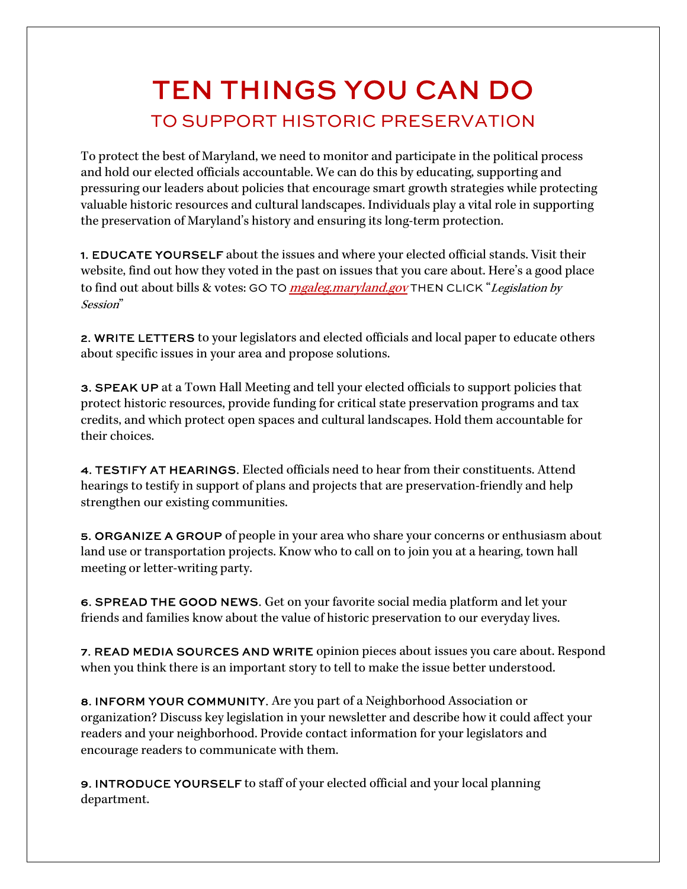# TEN THINGS YOU CAN DO

## TO SUPPORT HISTORIC PRESERVATION

To protect the best of Maryland, we need to monitor and participate in the political process and hold our elected officials accountable. We can do this by educating, supporting and pressuring our leaders about policies that encourage smart growth strategies while protecting valuable historic resources and cultural landscapes. Individuals play a vital role in supporting the preservation of Maryland's history and ensuring its long-term protection.

**1. EDUCATE YOURSELF** about the issues and where your elected official stands. Visit their website, find out how they voted in the past on issues that you care about. Here's a good place to find out about bills & votes: GO TO *mgaleg.maryland.gov* THEN CLICK "*Legislation by Session*"

**2. WRITE LETTERS** to your legislators and elected officials and local paper to educate others about specific issues in your area and propose solutions.

**3. SPEAK UP** at a Town Hall Meeting and tell your elected officials to support policies that protect historic resources, provide funding for critical state preservation programs and tax credits, and which protect open spaces and cultural landscapes. Hold them accountable for their choices.

**4. TESTIFY AT HEARINGS**. Elected officials need to hear from their constituents. Attend hearings to testify in support of plans and projects that are preservation-friendly and help strengthen our existing communities.

**5. ORGANIZE A GROUP** of people in your area who share your concerns or enthusiasm about land use or transportation projects. Know who to call on to join you at a hearing, town hall meeting or letter-writing party.

**6. SPREAD THE GOOD NEWS**. Get on your favorite social media platform and let your friends and families know about the value of historic preservation to our everyday lives.

**7. READ MEDIA SOURCES AND WRITE** opinion pieces about issues you care about. Respond when you think there is an important story to tell to make the issue better understood.

**8. INFORM YOUR COMMUNITY**. Are you part of a Neighborhood Association or organization? Discuss key legislation in your newsletter and describe how it could affect your readers and your neighborhood. Provide contact information for your legislators and encourage readers to communicate with them.

**9. INTRODUCE YOURSELF** to staff of your elected official and your local planning department.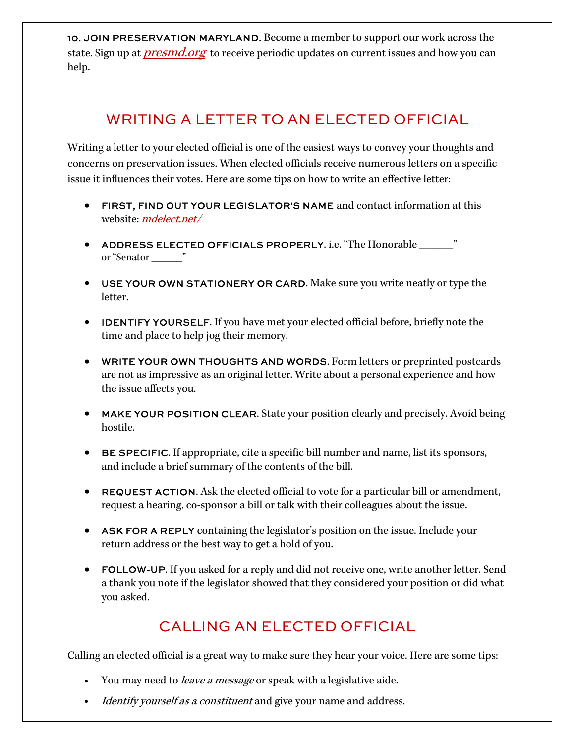**10. JOIN PRESERVATION MARYLAND.** Become a member to support our work across the state. Sign up at *presmd.org* to receive periodic updates on current issues and how you can help.

## WRITING A LETTER TO AN ELECTED OFFICIAL

Writing a letter to your elected official is one of the easiest ways to convey your thoughts and concerns on preservation issues. When elected officials receive numerous letters on a specific issue it influences their votes. Here are some tips on how to write an effective letter:

- **FIRST, FIND OUT YOUR LEGISLATOR'S NAME** and contact information at this website: *mdelect.net/*
- **ADDRESS ELECTED OFFICIALS PROPERLY**. i.e. "The Honorable _______" or "Senator _______"
- **USE YOUR OWN STATIONERY OR CARD**. Make sure you write neatly or type the letter.
- **IDENTIFY YOURSELF**. If you have met your elected official before, briefly note the time and place to help jog their memory.
- **WRITE YOUR OWN THOUGHTS AND WORDS**. Form letters or preprinted postcards are not as impressive as an original letter. Write about a personal experience and how the issue affects you.
- **MAKE YOUR POSITION CLEAR**. State your position clearly and precisely. Avoid being hostile.
- **BE SPECIFIC**. If appropriate, cite a specific bill number and name, list its sponsors, and include a brief summary of the contents of the bill.
- **REQUEST ACTION**. Ask the elected official to vote for a particular bill or amendment, request a hearing, co-sponsor a bill or talk with their colleagues about the issue.
- **ASK FOR A REPLY** containing the legislator's position on the issue. Include your return address or the best way to get a hold of you.
- **FOLLOW-UP**. If you asked for a reply and did not receive one, write another letter. Send a thank you note if the legislator showed that they considered your position or did what you asked.

## CALLING AN ELECTED OFFICIAL

Calling an elected official is a great way to make sure they hear your voice. Here are some tips:

- You may need to *leave a message* or speak with a legislative aide.
- *Identify yourself as a constituent* and give your name and address.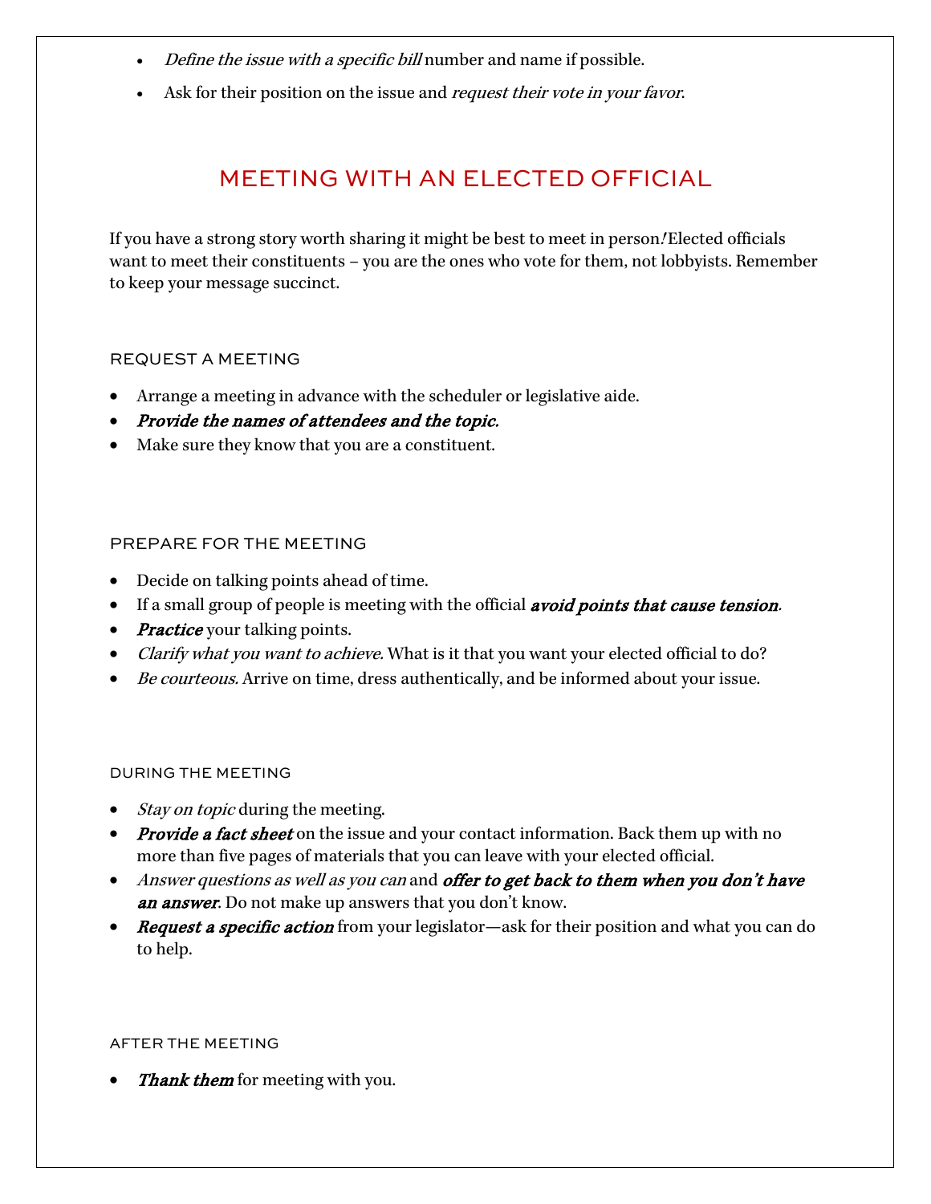- *Define the issue with a specific bill* number and name if possible.
- Ask for their position on the issue and *request their vote in your favor*.

## MEETING WITH AN ELECTED OFFICIAL

If you have a strong story worth sharing it might be best to meet in person! Elected officials want to meet their constituents – you are the ones who vote for them, not lobbyists. Remember to keep your message succinct.

### REQUEST A MEETING

- Arrange a meeting in advance with the scheduler or legislative aide.
- ***Provide the names of attendees and the topic.***
- Make sure they know that you are a constituent.

### PREPARE FOR THE MEETING

- Decide on talking points ahead of time.
- If a small group of people is meeting with the official ***avoid points that cause tension***.
- ***Practice*** your talking points.
- *Clarify what you want to achieve.* What is it that you want your elected official to do?
- *Be courteous.* Arrive on time, dress authentically, and be informed about your issue.

### DURING THE MEETING

- *Stay on topic* during the meeting.
- ***Provide a fact sheet*** on the issue and your contact information. Back them up with no more than five pages of materials that you can leave with your elected official.
- *Answer questions as well as you can* and ***offer to get back to them when you don't have an answer***. Do not make up answers that you don't know.
- ***Request a specific action*** from your legislator—ask for their position and what you can do to help.

### AFTER THE MEETING

- ***Thank them*** for meeting with you.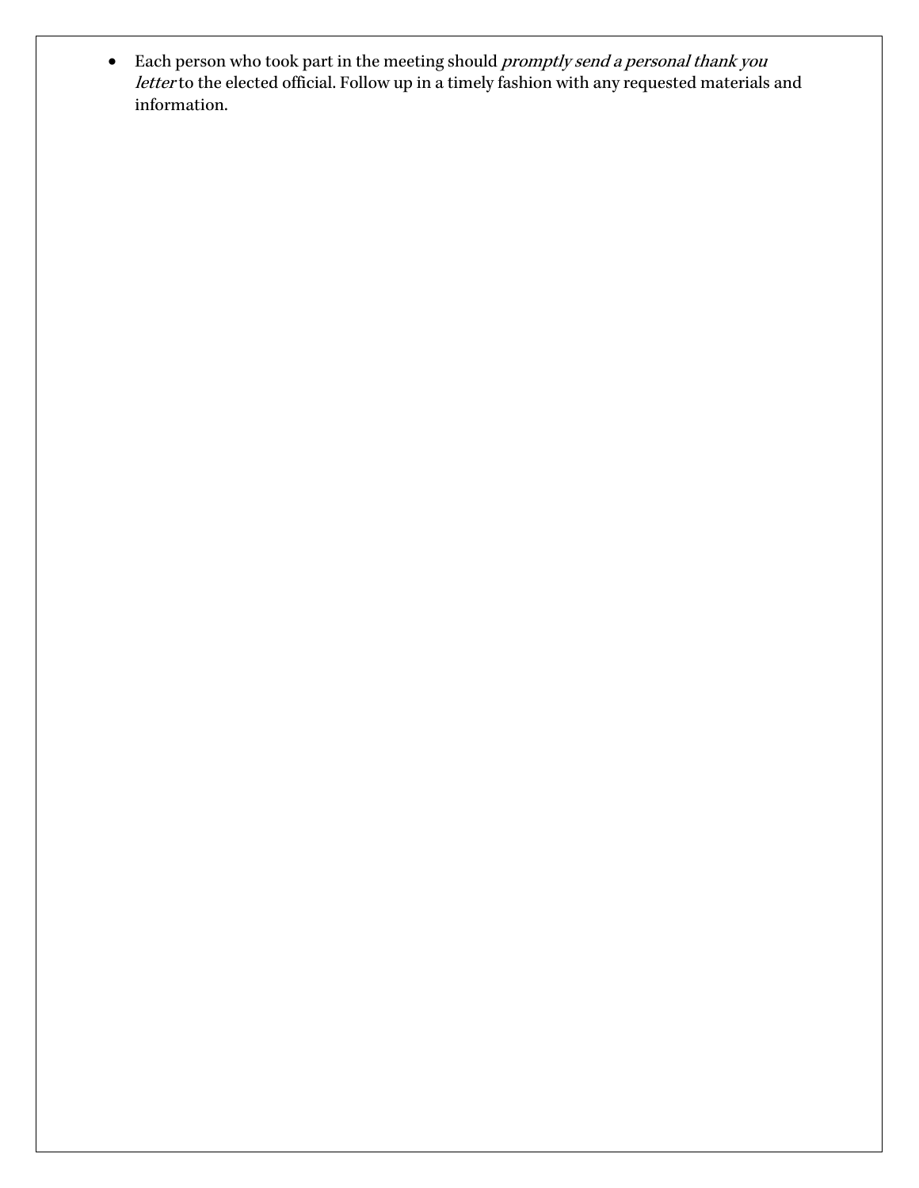- Each person who took part in the meeting should *promptly send a personal thank you letter* to the elected official. Follow up in a timely fashion with any requested materials and information.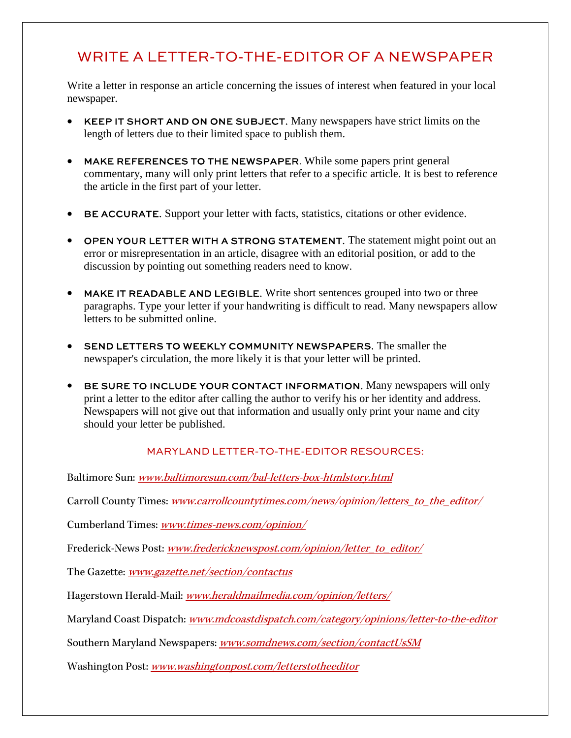# WRITE A LETTER-TO-THE-EDITOR OF A NEWSPAPER

Write a letter in response an article concerning the issues of interest when featured in your local newspaper.

- **KEEP IT SHORT AND ON ONE SUBJECT.** Many newspapers have strict limits on the length of letters due to their limited space to publish them.
- **MAKE REFERENCES TO THE NEWSPAPER**. While some papers print general commentary, many will only print letters that refer to a specific article. It is best to reference the article in the first part of your letter.
- **BE ACCURATE.** Support your letter with facts, statistics, citations or other evidence.
- **OPEN YOUR LETTER WITH A STRONG STATEMENT.** The statement might point out an error or misrepresentation in an article, disagree with an editorial position, or add to the discussion by pointing out something readers need to know.
- **MAKE IT READABLE AND LEGIBLE.** Write short sentences grouped into two or three paragraphs. Type your letter if your handwriting is difficult to read. Many newspapers allow letters to be submitted online.
- **SEND LETTERS TO WEEKLY COMMUNITY NEWSPAPERS.** The smaller the newspaper's circulation, the more likely it is that your letter will be printed.
- **BE SURE TO INCLUDE YOUR CONTACT INFORMATION.** Many newspapers will only print a letter to the editor after calling the author to verify his or her identity and address. Newspapers will not give out that information and usually only print your name and city should your letter be published.

## MARYLAND LETTER-TO-THE-EDITOR RESOURCES:

Baltimore Sun: *www.baltimoresun.com/bal-letters-box-htmlstory.html*

Carroll County Times: *www.carrollcountytimes.com/news/opinion/letters_to_the_editor/*

Cumberland Times: *www.times-news.com/opinion/*

Frederick-News Post: *www.fredericknewspost.com/opinion/letter_to_editor/*

The Gazette: *www.gazette.net/section/contactus*

Hagerstown Herald-Mail: *www.heraldmailmedia.com/opinion/letters/*

Maryland Coast Dispatch: *www.mdcoastdispatch.com/category/opinions/letter-to-the-editor*

Southern Maryland Newspapers: *www.somdnews.com/section/contactUsSM*

Washington Post: *www.washingtonpost.com/letterstotheeditor*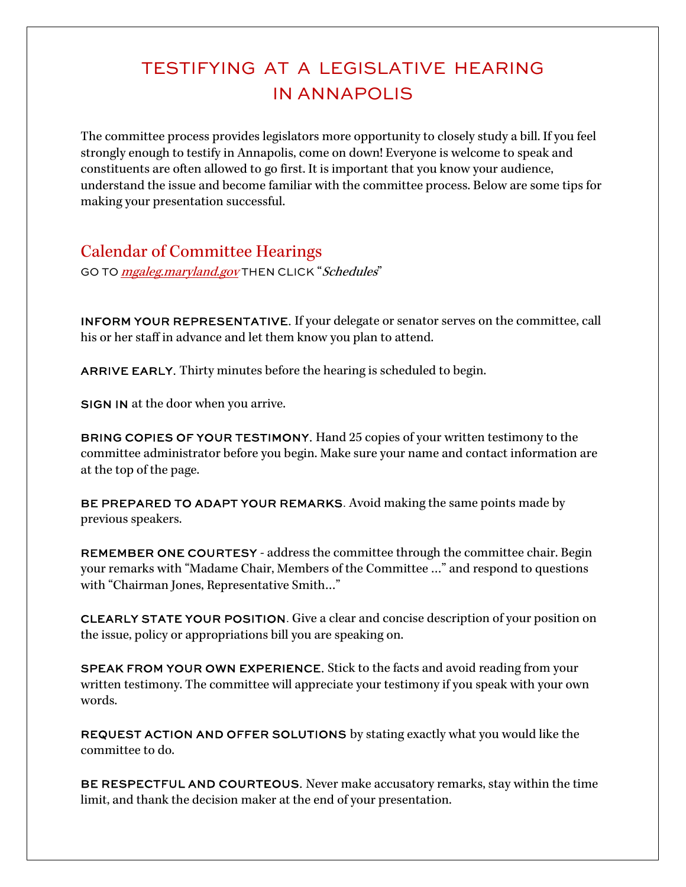# TESTIFYING AT A LEGISLATIVE HEARING IN ANNAPOLIS

The committee process provides legislators more opportunity to closely study a bill. If you feel strongly enough to testify in Annapolis, come on down! Everyone is welcome to speak and constituents are often allowed to go first. It is important that you know your audience, understand the issue and become familiar with the committee process. Below are some tips for making your presentation successful.

## Calendar of Committee Hearings

GO TO *mgaleg.maryland.gov* THEN CLICK "*Schedules*"

**INFORM YOUR REPRESENTATIVE.** If your delegate or senator serves on the committee, call his or her staff in advance and let them know you plan to attend.

**ARRIVE EARLY.** Thirty minutes before the hearing is scheduled to begin.

**SIGN IN** at the door when you arrive.

**BRING COPIES OF YOUR TESTIMONY.** Hand 25 copies of your written testimony to the committee administrator before you begin. Make sure your name and contact information are at the top of the page.

**BE PREPARED TO ADAPT YOUR REMARKS**. Avoid making the same points made by previous speakers.

**REMEMBER ONE COURTESY** - address the committee through the committee chair. Begin your remarks with "Madame Chair, Members of the Committee …" and respond to questions with "Chairman Jones, Representative Smith…"

**CLEARLY STATE YOUR POSITION**. Give a clear and concise description of your position on the issue, policy or appropriations bill you are speaking on.

**SPEAK FROM YOUR OWN EXPERIENCE.** Stick to the facts and avoid reading from your written testimony. The committee will appreciate your testimony if you speak with your own words.

**REQUEST ACTION AND OFFER SOLUTIONS** by stating exactly what you would like the committee to do.

**BE RESPECTFUL AND COURTEOUS.** Never make accusatory remarks, stay within the time limit, and thank the decision maker at the end of your presentation.